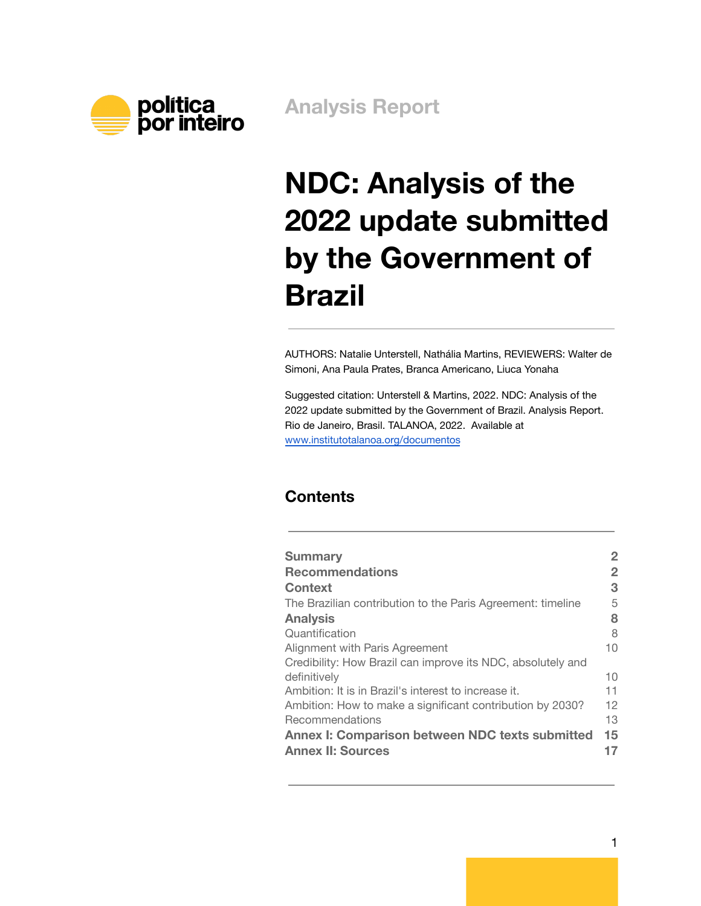política por inteiro

Analysis Report

# NDC: Analysis of the 2022 update submitted by the Government of Brazil

AUTHORS: Natalie Unterstell, Nathália Martins, REVIEWERS: Walter de Simoni, Ana Paula Prates, Branca Americano, Liuca Yonaha

Suggested citation: Unterstell & Martins, 2022. NDC: Analysis of the 2022 update submitted by the Government of Brazil. Analysis Report. Rio de Janeiro, Brasil. TALANOA, 2022. Available at www.institutotalanoa.org/documentos

## Contents

**Summary** 2

**Recommendations** 2

**Context** 3

The Brazilian contribution to the Paris Agreement: timeline 5

**Analysis** 8

Quantification 8

Alignment with Paris Agreement 10

Credibility: How Brazil can improve its NDC, absolutely and definitively 10

Ambition: It is in Brazil's interest to increase it. 11

Ambition: How to make a significant contribution by 2030? 12

Recommendations 13

**Annex I: Comparison between NDC texts submitted** 15

**Annex II: Sources** 17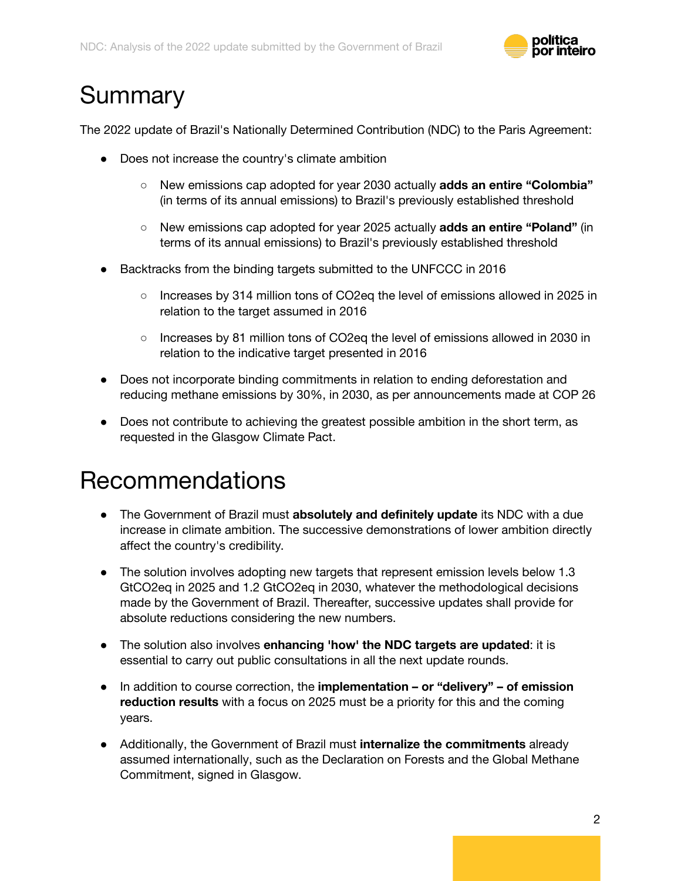# Summary

The 2022 update of Brazil's Nationally Determined Contribution (NDC) to the Paris Agreement:

- Does not increase the country's climate ambition
  - New emissions cap adopted for year 2030 actually **adds an entire "Colombia"** (in terms of its annual emissions) to Brazil's previously established threshold
  - New emissions cap adopted for year 2025 actually **adds an entire "Poland"** (in terms of its annual emissions) to Brazil's previously established threshold
- Backtracks from the binding targets submitted to the UNFCCC in 2016
  - Increases by 314 million tons of CO2eq the level of emissions allowed in 2025 in relation to the target assumed in 2016
  - Increases by 81 million tons of CO2eq the level of emissions allowed in 2030 in relation to the indicative target presented in 2016
- Does not incorporate binding commitments in relation to ending deforestation and reducing methane emissions by 30%, in 2030, as per announcements made at COP 26
- Does not contribute to achieving the greatest possible ambition in the short term, as requested in the Glasgow Climate Pact.

# Recommendations

- The Government of Brazil must **absolutely and definitely update** its NDC with a due increase in climate ambition. The successive demonstrations of lower ambition directly affect the country's credibility.
- The solution involves adopting new targets that represent emission levels below 1.3 GtCO2eq in 2025 and 1.2 GtCO2eq in 2030, whatever the methodological decisions made by the Government of Brazil. Thereafter, successive updates shall provide for absolute reductions considering the new numbers.
- The solution also involves **enhancing 'how' the NDC targets are updated**: it is essential to carry out public consultations in all the next update rounds.
- In addition to course correction, the **implementation – or "delivery" – of emission reduction results** with a focus on 2025 must be a priority for this and the coming years.
- Additionally, the Government of Brazil must **internalize the commitments** already assumed internationally, such as the Declaration on Forests and the Global Methane Commitment, signed in Glasgow.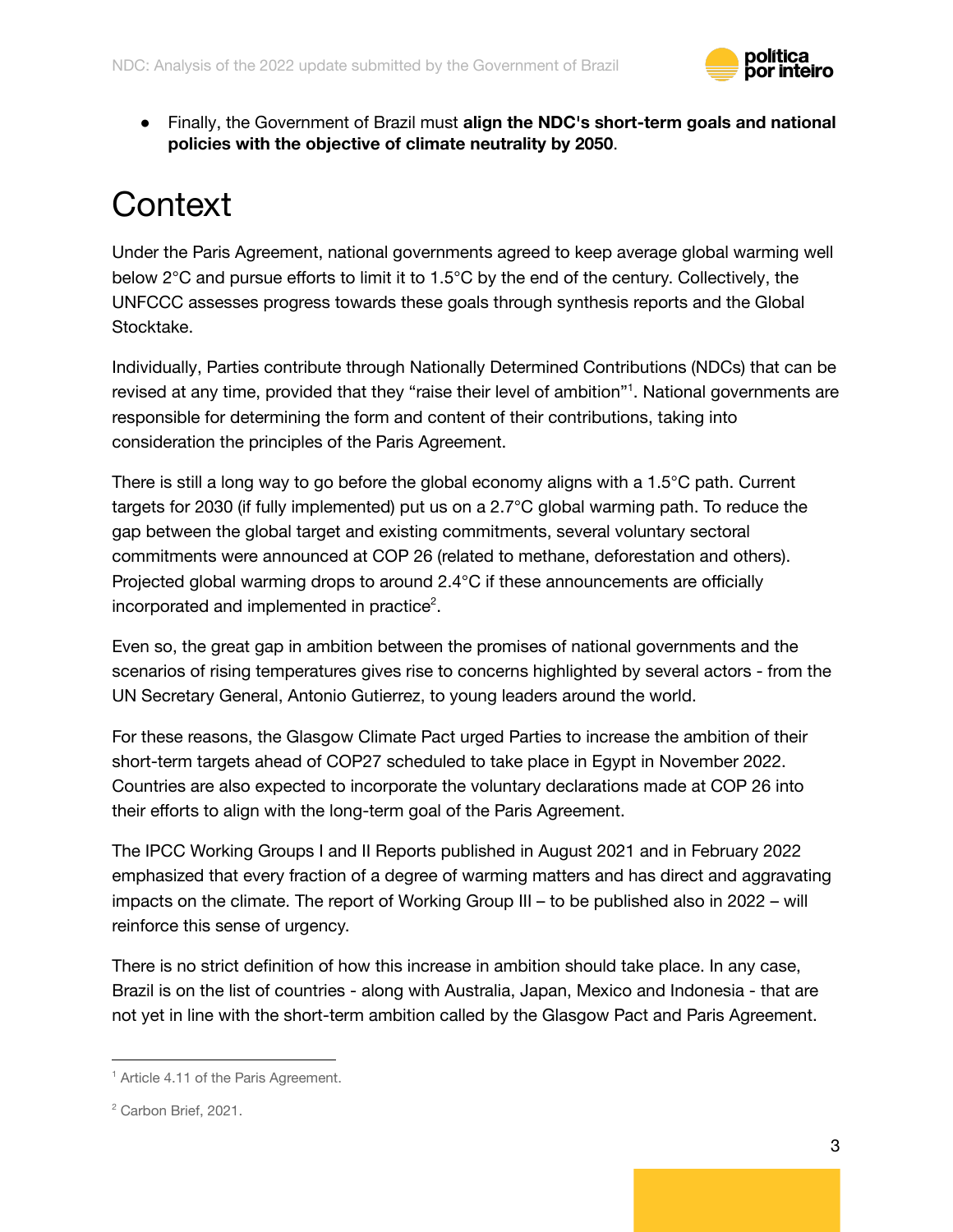- Finally, the Government of Brazil must **align the NDC's short-term goals and national policies with the objective of climate neutrality by 2050**.

# Context

Under the Paris Agreement, national governments agreed to keep average global warming well below 2°C and pursue efforts to limit it to 1.5°C by the end of the century. Collectively, the UNFCCC assesses progress towards these goals through synthesis reports and the Global Stocktake.

Individually, Parties contribute through Nationally Determined Contributions (NDCs) that can be revised at any time, provided that they "raise their level of ambition"[1]. National governments are responsible for determining the form and content of their contributions, taking into consideration the principles of the Paris Agreement.

There is still a long way to go before the global economy aligns with a 1.5°C path. Current targets for 2030 (if fully implemented) put us on a 2.7°C global warming path. To reduce the gap between the global target and existing commitments, several voluntary sectoral commitments were announced at COP 26 (related to methane, deforestation and others). Projected global warming drops to around 2.4°C if these announcements are officially incorporated and implemented in practice[2].

Even so, the great gap in ambition between the promises of national governments and the scenarios of rising temperatures gives rise to concerns highlighted by several actors - from the UN Secretary General, Antonio Gutierrez, to young leaders around the world.

For these reasons, the Glasgow Climate Pact urged Parties to increase the ambition of their short-term targets ahead of COP27 scheduled to take place in Egypt in November 2022. Countries are also expected to incorporate the voluntary declarations made at COP 26 into their efforts to align with the long-term goal of the Paris Agreement.

The IPCC Working Groups I and II Reports published in August 2021 and in February 2022 emphasized that every fraction of a degree of warming matters and has direct and aggravating impacts on the climate. The report of Working Group III – to be published also in 2022 – will reinforce this sense of urgency.

There is no strict definition of how this increase in ambition should take place. In any case, Brazil is on the list of countries - along with Australia, Japan, Mexico and Indonesia - that are not yet in line with the short-term ambition called by the Glasgow Pact and Paris Agreement.

---

[1] Article 4.11 of the Paris Agreement.

[2] Carbon Brief, 2021.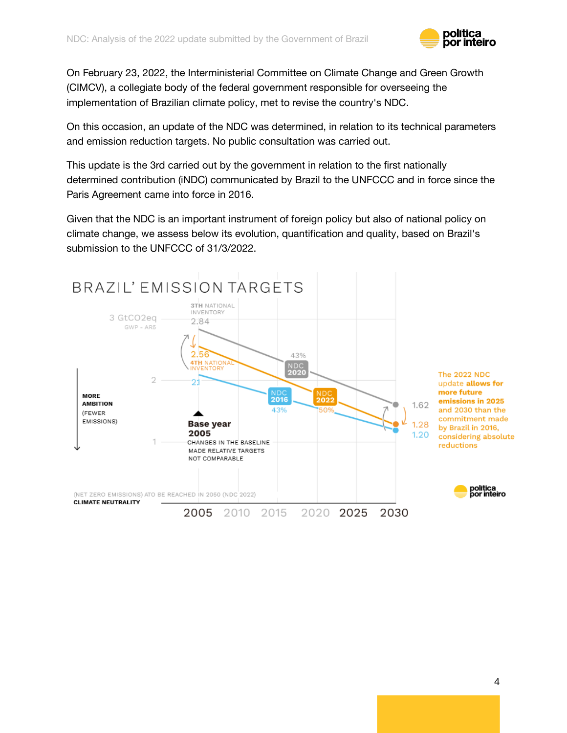On February 23, 2022, the Interministerial Committee on Climate Change and Green Growth (CIMCV), a collegiate body of the federal government responsible for overseeing the implementation of Brazilian climate policy, met to revise the country's NDC.

On this occasion, an update of the NDC was determined, in relation to its technical parameters and emission reduction targets. No public consultation was carried out.

This update is the 3rd carried out by the government in relation to the first nationally determined contribution (iNDC) communicated by Brazil to the UNFCCC and in force since the Paris Agreement came into force in 2016.

Given that the NDC is an important instrument of foreign policy but also of national policy on climate change, we assess below its evolution, quantification and quality, based on Brazil's submission to the UNFCCC of 31/3/2022.

BRAZIL' EMISSION TARGETS

3 GtCO2eq
GWP - AR5

3TH NATIONAL INVENTORY
2.84

2.56
4TH NATIONAL INVENTORY

2
2.1

1

MORE AMBITION
(FEWER EMISSIONS)

43%
NDC 2020

NDC 2016
43%

NDC 2022
50%

1.62
1.28
1.20

Base year 2005
CHANGES IN THE BASELINE MADE RELATIVE TARGETS NOT COMPARABLE

The 2022 NDC update **allows for more future emissions in 2025** and 2030 than the commitment made by Brazil in 2016, considering absolute reductions

(NET ZERO EMISSIONS) ATO BE REACHED IN 2050 (NDC 2022)
CLIMATE NEUTRALITY

2005 2010 2015 2020 2025 2030

politica por inteiro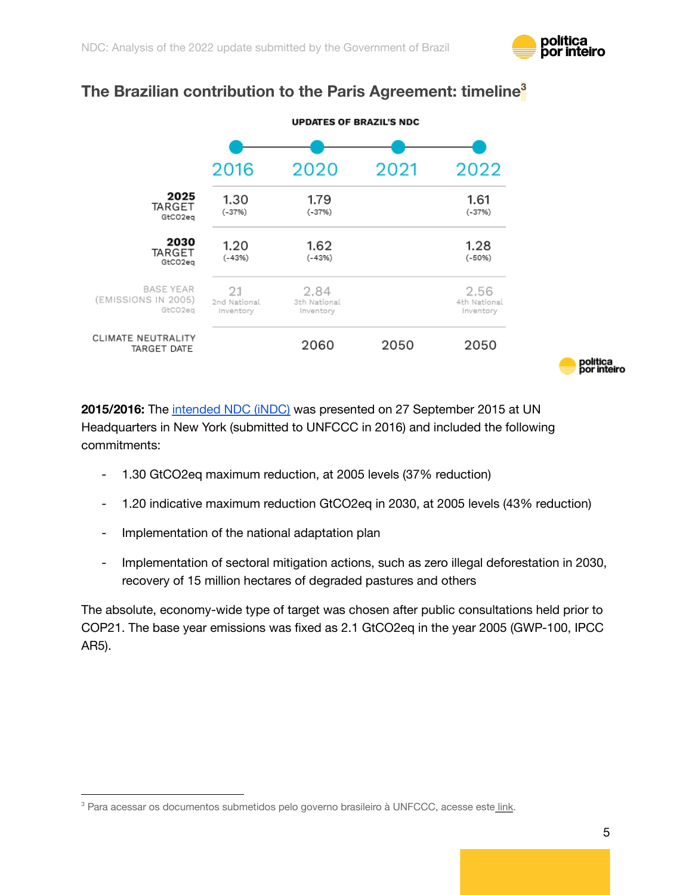## The Brazilian contribution to the Paris Agreement: timeline[3]

**UPDATES OF BRAZIL'S NDC**

| | 2016 | 2020 | 2021 | 2022 |
|---|---|---|---|---|
| **2025** TARGET GtCO2eq | 1.30 (-37%) | 1.79 (-37%) | | 1.61 (-37%) |
| **2030** TARGET GtCO2eq | 1.20 (-43%) | 1.62 (-43%) | | 1.28 (-50%) |
| BASE YEAR (EMISSIONS IN 2005) GtCO2eq | 21 2nd National Inventory | 2.84 3th National Inventory | | 2.56 4th National Inventory |
| CLIMATE NEUTRALITY TARGET DATE | | 2060 | 2050 | 2050 |

**2015/2016:** The intended NDC (iNDC) was presented on 27 September 2015 at UN Headquarters in New York (submitted to UNFCCC in 2016) and included the following commitments:

- 1.30 GtCO2eq maximum reduction, at 2005 levels (37% reduction)
- 1.20 indicative maximum reduction GtCO2eq in 2030, at 2005 levels (43% reduction)
- Implementation of the national adaptation plan
- Implementation of sectoral mitigation actions, such as zero illegal deforestation in 2030, recovery of 15 million hectares of degraded pastures and others

The absolute, economy-wide type of target was chosen after public consultations held prior to COP21. The base year emissions was fixed as 2.1 GtCO2eq in the year 2005 (GWP-100, IPCC AR5).

[3] Para acessar os documentos submetidos pelo governo brasileiro à UNFCCC, acesse este link.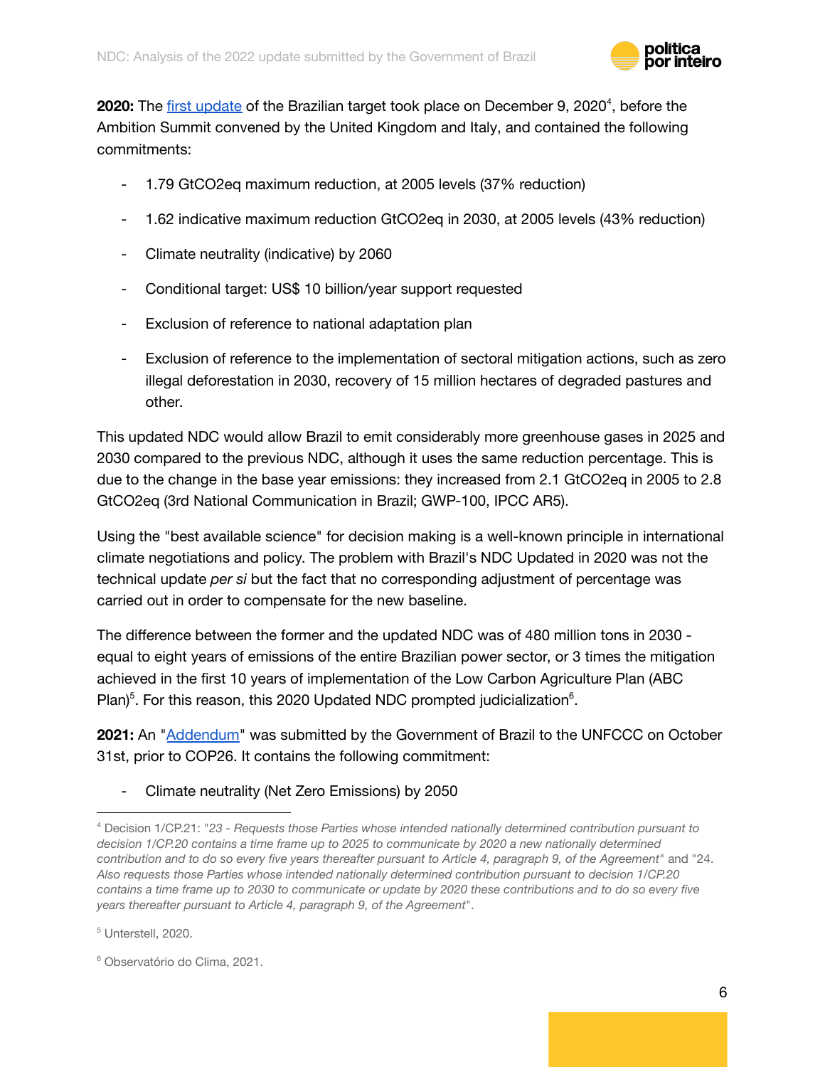**2020:** The first update of the Brazilian target took place on December 9, 2020[4], before the Ambition Summit convened by the United Kingdom and Italy, and contained the following commitments:

- 1.79 GtCO2eq maximum reduction, at 2005 levels (37% reduction)
- 1.62 indicative maximum reduction GtCO2eq in 2030, at 2005 levels (43% reduction)
- Climate neutrality (indicative) by 2060
- Conditional target: US$ 10 billion/year support requested
- Exclusion of reference to national adaptation plan
- Exclusion of reference to the implementation of sectoral mitigation actions, such as zero illegal deforestation in 2030, recovery of 15 million hectares of degraded pastures and other.

This updated NDC would allow Brazil to emit considerably more greenhouse gases in 2025 and 2030 compared to the previous NDC, although it uses the same reduction percentage. This is due to the change in the base year emissions: they increased from 2.1 GtCO2eq in 2005 to 2.8 GtCO2eq (3rd National Communication in Brazil; GWP-100, IPCC AR5).

Using the "best available science" for decision making is a well-known principle in international climate negotiations and policy. The problem with Brazil's NDC Updated in 2020 was not the technical update *per si* but the fact that no corresponding adjustment of percentage was carried out in order to compensate for the new baseline.

The difference between the former and the updated NDC was of 480 million tons in 2030 - equal to eight years of emissions of the entire Brazilian power sector, or 3 times the mitigation achieved in the first 10 years of implementation of the Low Carbon Agriculture Plan (ABC Plan)[5]. For this reason, this 2020 Updated NDC prompted judicialization[6].

**2021:** An "Addendum" was submitted by the Government of Brazil to the UNFCCC on October 31st, prior to COP26. It contains the following commitment:

- Climate neutrality (Net Zero Emissions) by 2050

---

[4] Decision 1/CP.21: "*23 - Requests those Parties whose intended nationally determined contribution pursuant to decision 1/CP.20 contains a time frame up to 2025 to communicate by 2020 a new nationally determined contribution and to do so every five years thereafter pursuant to Article 4, paragraph 9, of the Agreement*" and "*24. Also requests those Parties whose intended nationally determined contribution pursuant to decision 1/CP.20 contains a time frame up to 2030 to communicate or update by 2020 these contributions and to do so every five years thereafter pursuant to Article 4, paragraph 9, of the Agreement*".

[5] Unterstell, 2020.

[6] Observatório do Clima, 2021.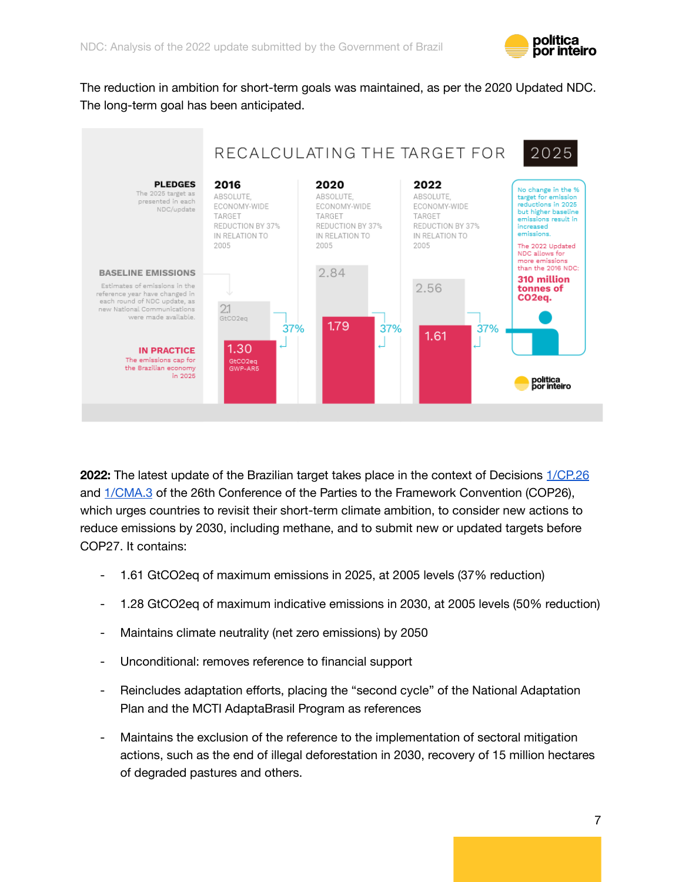The reduction in ambition for short-term goals was maintained, as per the 2020 Updated NDC. The long-term goal has been anticipated.

RECALCULATING THE TARGET FOR 2025

PLEDGES
The 2025 target as presented in each NDC/update

2016
ABSOLUTE, ECONOMY-WIDE TARGET
REDUCTION BY 37% IN RELATION TO 2005

2020
ABSOLUTE, ECONOMY-WIDE TARGET
REDUCTION BY 37% IN RELATION TO 2005

2022
ABSOLUTE, ECONOMY-WIDE TARGET
REDUCTION BY 37% IN RELATION TO 2005

BASELINE EMISSIONS
Estimates of emissions in the reference year have changed in each round of NDC update, as new National Communications were made available.

IN PRACTICE
The emissions cap for the Brazilian economy in 2025

2.1 GtCO2eq
1.30 GtCO2eq GWP-AR5
37%
2.84
1.79
37%
2.56
1.61
37%

No change in the % target for emission reductions in 2025 but higher baseline emissions result in increased emissions.

The 2022 Updated NDC allows for more emissions than the 2016 NDC:
310 million tonnes of CO2eq.

política por inteiro

**2022:** The latest update of the Brazilian target takes place in the context of Decisions 1/CP.26 and 1/CMA.3 of the 26th Conference of the Parties to the Framework Convention (COP26), which urges countries to revisit their short-term climate ambition, to consider new actions to reduce emissions by 2030, including methane, and to submit new or updated targets before COP27. It contains:

- 1.61 GtCO2eq of maximum emissions in 2025, at 2005 levels (37% reduction)
- 1.28 GtCO2eq of maximum indicative emissions in 2030, at 2005 levels (50% reduction)
- Maintains climate neutrality (net zero emissions) by 2050
- Unconditional: removes reference to financial support
- Reincludes adaptation efforts, placing the "second cycle" of the National Adaptation Plan and the MCTI AdaptaBrasil Program as references
- Maintains the exclusion of the reference to the implementation of sectoral mitigation actions, such as the end of illegal deforestation in 2030, recovery of 15 million hectares of degraded pastures and others.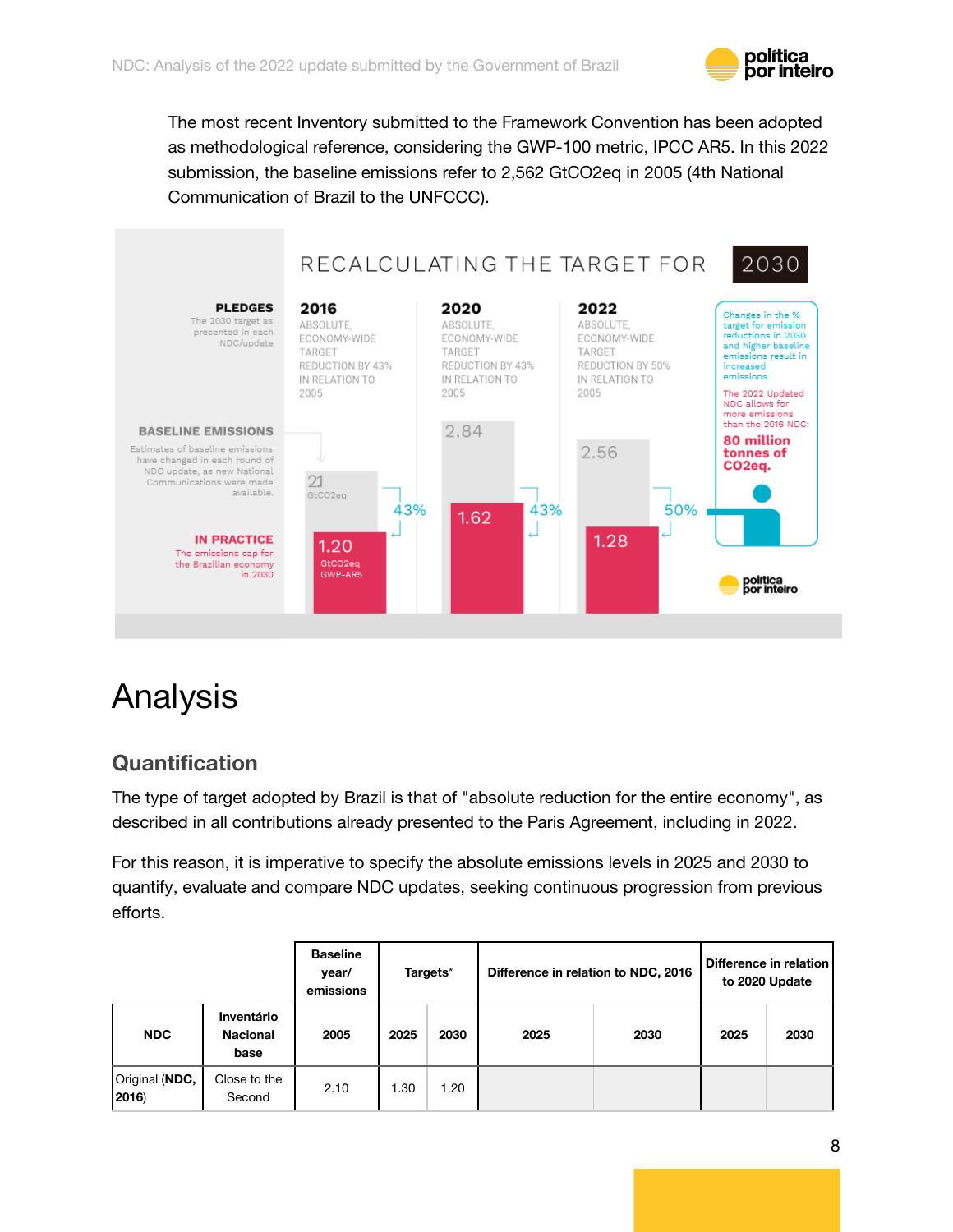The most recent Inventory submitted to the Framework Convention has been adopted as methodological reference, considering the GWP-100 metric, IPCC AR5. In this 2022 submission, the baseline emissions refer to 2,562 GtCO2eq in 2005 (4th National Communication of Brazil to the UNFCCC).

RECALCULATING THE TARGET FOR 2030

PLEDGES
The 2030 target as presented in each NDC/update

2016
ABSOLUTE, ECONOMY-WIDE TARGET
REDUCTION BY 43% IN RELATION TO 2005

2020
ABSOLUTE, ECONOMY-WIDE TARGET
REDUCTION BY 43% IN RELATION TO 2005

2022
ABSOLUTE, ECONOMY-WIDE TARGET
REDUCTION BY 50% IN RELATION TO 2005

Changes in the % target for emission reductions in 2030 and higher baseline emissions result in increased emissions.

The 2022 Updated NDC allows for more emissions than the 2016 NDC:
**80 million tonnes of CO2eq.**

BASELINE EMISSIONS
Estimates of baseline emissions have changed in each round of NDC update, as new National Communications were made available.

2.1 GtCO2eq
2.84
2.56

43%
43%
50%

IN PRACTICE
The emissions cap for the Brazilian economy in 2030

1.20 GtCO2eq GWP-AR5
1.62
1.28

política por inteiro

# Analysis

## Quantification

The type of target adopted by Brazil is that of "absolute reduction for the entire economy", as described in all contributions already presented to the Paris Agreement, including in 2022.

For this reason, it is imperative to specify the absolute emissions levels in 2025 and 2030 to quantify, evaluate and compare NDC updates, seeking continuous progression from previous efforts.

| | | Baseline year/ emissions | Targets* | | Difference in relation to NDC, 2016 | | Difference in relation to 2020 Update | |
|---|---|---|---|---|---|---|---|---|
| **NDC** | **Inventário Nacional base** | **2005** | **2025** | **2030** | **2025** | **2030** | **2025** | **2030** |
| Original (**NDC, 2016**) | Close to the Second | 2.10 | 1.30 | 1.20 | | | | |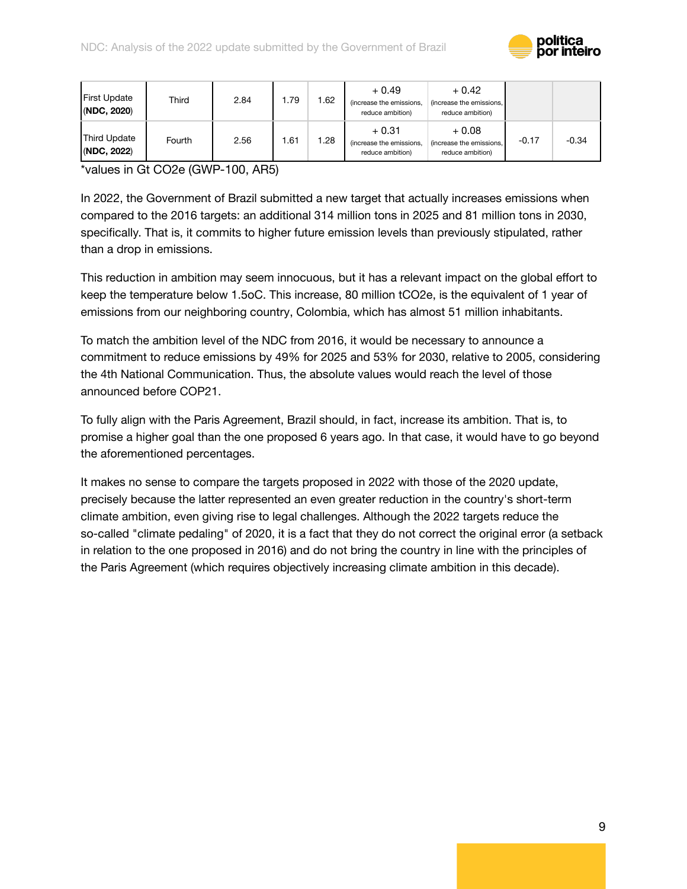| | | | | | | | | |
|---|---|---|---|---|---|---|---|---|
| First Update (**NDC, 2020**) | Third | 2.84 | 1.79 | 1.62 | + 0.49 (increase the emissions, reduce ambition) | + 0.42 (increase the emissions, reduce ambition) | | |
| Third Update (**NDC, 2022**) | Fourth | 2.56 | 1.61 | 1.28 | + 0.31 (increase the emissions, reduce ambition) | + 0.08 (increase the emissions, reduce ambition) | -0.17 | -0.34 |

*values in Gt CO2e (GWP-100, AR5)

In 2022, the Government of Brazil submitted a new target that actually increases emissions when compared to the 2016 targets: an additional 314 million tons in 2025 and 81 million tons in 2030, specifically. That is, it commits to higher future emission levels than previously stipulated, rather than a drop in emissions.

This reduction in ambition may seem innocuous, but it has a relevant impact on the global effort to keep the temperature below 1.5oC. This increase, 80 million tCO2e, is the equivalent of 1 year of emissions from our neighboring country, Colombia, which has almost 51 million inhabitants.

To match the ambition level of the NDC from 2016, it would be necessary to announce a commitment to reduce emissions by 49% for 2025 and 53% for 2030, relative to 2005, considering the 4th National Communication. Thus, the absolute values would reach the level of those announced before COP21.

To fully align with the Paris Agreement, Brazil should, in fact, increase its ambition. That is, to promise a higher goal than the one proposed 6 years ago. In that case, it would have to go beyond the aforementioned percentages.

It makes no sense to compare the targets proposed in 2022 with those of the 2020 update, precisely because the latter represented an even greater reduction in the country's short-term climate ambition, even giving rise to legal challenges. Although the 2022 targets reduce the so-called "climate pedaling" of 2020, it is a fact that they do not correct the original error (a setback in relation to the one proposed in 2016) and do not bring the country in line with the principles of the Paris Agreement (which requires objectively increasing climate ambition in this decade).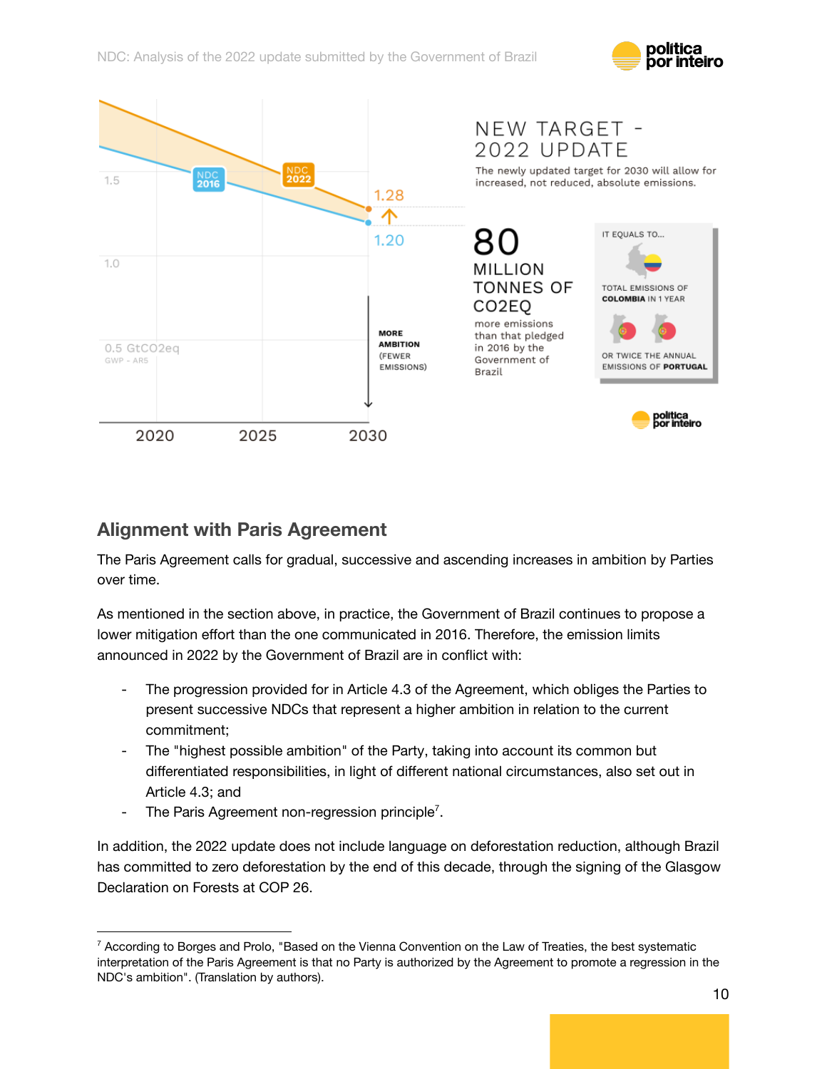1.5

NDC 2016

NDC 2022

1.28

1.20

1.0

0.5 GtCO2eq

GWP - AR5

MORE AMBITION (FEWER EMISSIONS)

2020

2025

2030

NEW TARGET - 2022 UPDATE

The newly updated target for 2030 will allow for increased, not reduced, absolute emissions.

80 MILLION TONNES OF CO2EQ

more emissions than that pledged in 2016 by the Government of Brazil

IT EQUALS TO...

TOTAL EMISSIONS OF **COLOMBIA** IN 1 YEAR

OR TWICE THE ANNUAL EMISSIONS OF **PORTUGAL**

política por inteiro

## Alignment with Paris Agreement

The Paris Agreement calls for gradual, successive and ascending increases in ambition by Parties over time.

As mentioned in the section above, in practice, the Government of Brazil continues to propose a lower mitigation effort than the one communicated in 2016. Therefore, the emission limits announced in 2022 by the Government of Brazil are in conflict with:

- The progression provided for in Article 4.3 of the Agreement, which obliges the Parties to present successive NDCs that represent a higher ambition in relation to the current commitment;
- The "highest possible ambition" of the Party, taking into account its common but differentiated responsibilities, in light of different national circumstances, also set out in Article 4.3; and
- The Paris Agreement non-regression principle[7].

In addition, the 2022 update does not include language on deforestation reduction, although Brazil has committed to zero deforestation by the end of this decade, through the signing of the Glasgow Declaration on Forests at COP 26.

---

[7] According to Borges and Prolo, "Based on the Vienna Convention on the Law of Treaties, the best systematic interpretation of the Paris Agreement is that no Party is authorized by the Agreement to promote a regression in the NDC's ambition". (Translation by authors).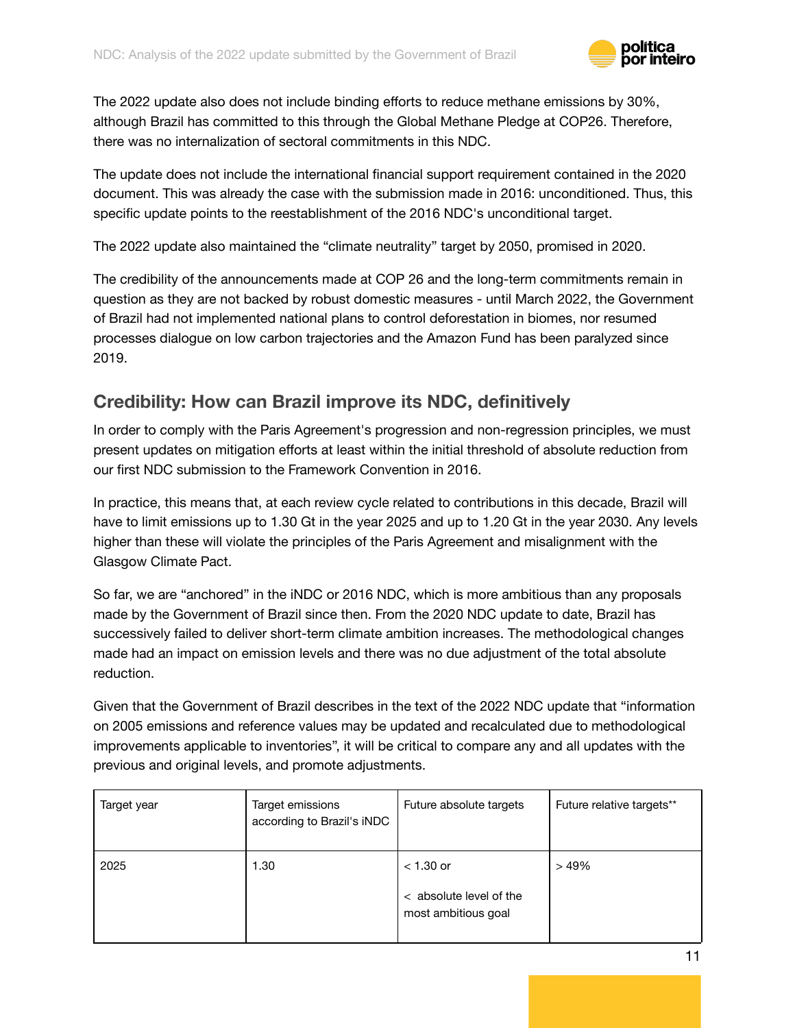The 2022 update also does not include binding efforts to reduce methane emissions by 30%, although Brazil has committed to this through the Global Methane Pledge at COP26. Therefore, there was no internalization of sectoral commitments in this NDC.

The update does not include the international financial support requirement contained in the 2020 document. This was already the case with the submission made in 2016: unconditioned. Thus, this specific update points to the reestablishment of the 2016 NDC's unconditional target.

The 2022 update also maintained the “climate neutrality” target by 2050, promised in 2020.

The credibility of the announcements made at COP 26 and the long-term commitments remain in question as they are not backed by robust domestic measures - until March 2022, the Government of Brazil had not implemented national plans to control deforestation in biomes, nor resumed processes dialogue on low carbon trajectories and the Amazon Fund has been paralyzed since 2019.

## Credibility: How can Brazil improve its NDC, definitively

In order to comply with the Paris Agreement's progression and non-regression principles, we must present updates on mitigation efforts at least within the initial threshold of absolute reduction from our first NDC submission to the Framework Convention in 2016.

In practice, this means that, at each review cycle related to contributions in this decade, Brazil will have to limit emissions up to 1.30 Gt in the year 2025 and up to 1.20 Gt in the year 2030. Any levels higher than these will violate the principles of the Paris Agreement and misalignment with the Glasgow Climate Pact.

So far, we are “anchored” in the iNDC or 2016 NDC, which is more ambitious than any proposals made by the Government of Brazil since then. From the 2020 NDC update to date, Brazil has successively failed to deliver short-term climate ambition increases. The methodological changes made had an impact on emission levels and there was no due adjustment of the total absolute reduction.

Given that the Government of Brazil describes in the text of the 2022 NDC update that “information on 2005 emissions and reference values may be updated and recalculated due to methodological improvements applicable to inventories”, it will be critical to compare any and all updates with the previous and original levels, and promote adjustments.

| Target year | Target emissions according to Brazil's iNDC | Future absolute targets | Future relative targets** |
|---|---|---|---|
| 2025 | 1.30 | < 1.30 or<br>< absolute level of the most ambitious goal | > 49% |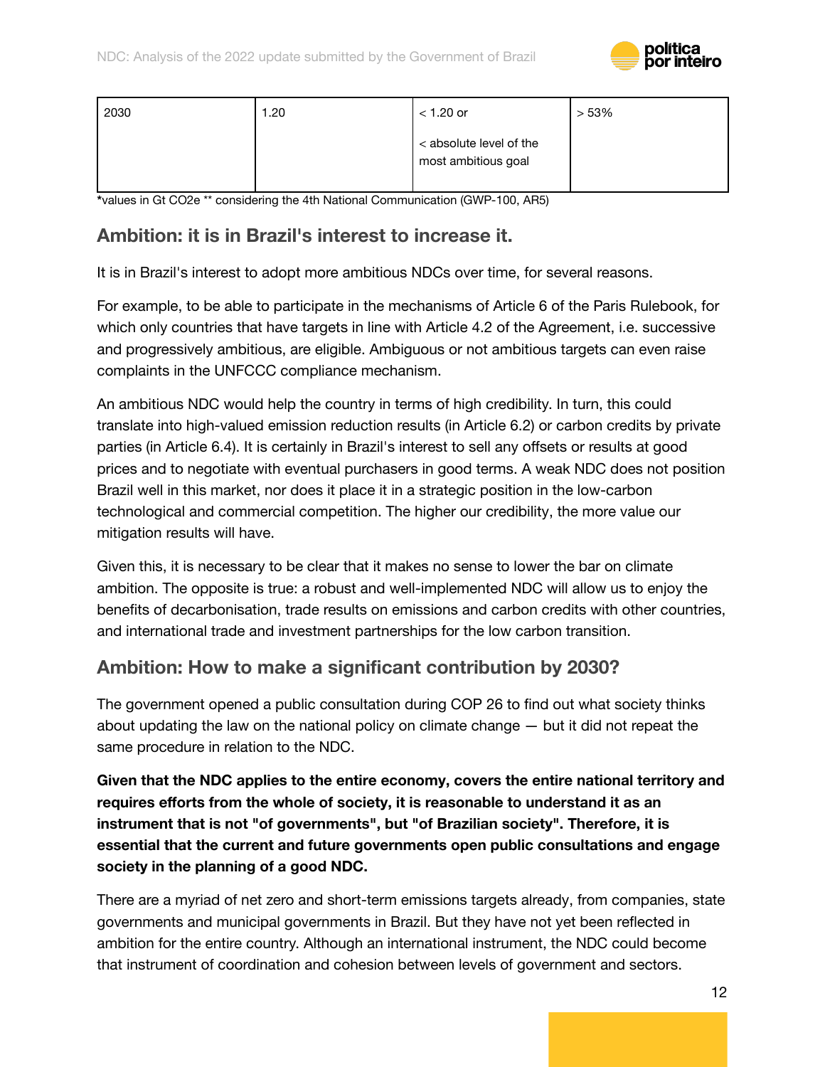| | | | |
|---|---|---|---|
| 2030 | 1.20 | < 1.20 or<br><br>< absolute level of the most ambitious goal | > 53% |

*values in Gt CO2e ** considering the 4th National Communication (GWP-100, AR5)

## Ambition: it is in Brazil's interest to increase it.

It is in Brazil's interest to adopt more ambitious NDCs over time, for several reasons.

For example, to be able to participate in the mechanisms of Article 6 of the Paris Rulebook, for which only countries that have targets in line with Article 4.2 of the Agreement, i.e. successive and progressively ambitious, are eligible. Ambiguous or not ambitious targets can even raise complaints in the UNFCCC compliance mechanism.

An ambitious NDC would help the country in terms of high credibility. In turn, this could translate into high-valued emission reduction results (in Article 6.2) or carbon credits by private parties (in Article 6.4). It is certainly in Brazil's interest to sell any offsets or results at good prices and to negotiate with eventual purchasers in good terms. A weak NDC does not position Brazil well in this market, nor does it place it in a strategic position in the low-carbon technological and commercial competition. The higher our credibility, the more value our mitigation results will have.

Given this, it is necessary to be clear that it makes no sense to lower the bar on climate ambition. The opposite is true: a robust and well-implemented NDC will allow us to enjoy the benefits of decarbonisation, trade results on emissions and carbon credits with other countries, and international trade and investment partnerships for the low carbon transition.

## Ambition: How to make a significant contribution by 2030?

The government opened a public consultation during COP 26 to find out what society thinks about updating the law on the national policy on climate change — but it did not repeat the same procedure in relation to the NDC.

**Given that the NDC applies to the entire economy, covers the entire national territory and requires efforts from the whole of society, it is reasonable to understand it as an instrument that is not "of governments", but "of Brazilian society". Therefore, it is essential that the current and future governments open public consultations and engage society in the planning of a good NDC.**

There are a myriad of net zero and short-term emissions targets already, from companies, state governments and municipal governments in Brazil. But they have not yet been reflected in ambition for the entire country. Although an international instrument, the NDC could become that instrument of coordination and cohesion between levels of government and sectors.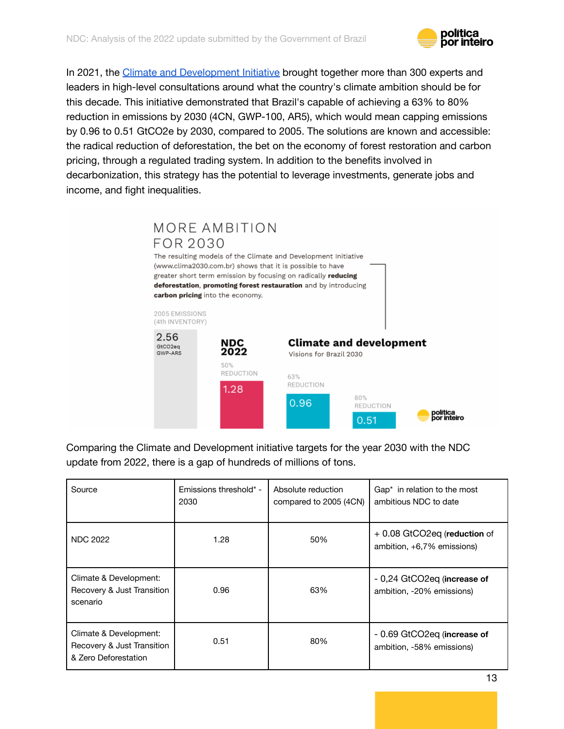In 2021, the [Climate and Development Initiative](#) brought together more than 300 experts and leaders in high-level consultations around what the country's climate ambition should be for this decade. This initiative demonstrated that Brazil's capable of achieving a 63% to 80% reduction in emissions by 2030 (4CN, GWP-100, AR5), which would mean capping emissions by 0.96 to 0.51 GtCO2e by 2030, compared to 2005. The solutions are known and accessible: the radical reduction of deforestation, the bet on the economy of forest restoration and carbon pricing, through a regulated trading system. In addition to the benefits involved in decarbonization, this strategy has the potential to leverage investments, generate jobs and income, and fight inequalities.

MORE AMBITION FOR 2030

The resulting models of the Climate and Development Initiative (www.clima2030.com.br) shows that it is possible to have greater short term emission by focusing on radically **reducing deforestation**, **promoting forest restauration** and by introducing **carbon pricing** into the economy.

2005 EMISSIONS (4th INVENTORY)

2.56 GtCO2eq GWP-AR5

NDC 2022

50% REDUCTION

1.28

Climate and development

Visions for Brazil 2030

63% REDUCTION

0.96

80% REDUCTION

0.51

politica por inteiro

Comparing the Climate and Development initiative targets for the year 2030 with the NDC update from 2022, there is a gap of hundreds of millions of tons.

| Source | Emissions threshold* - 2030 | Absolute reduction compared to 2005 (4CN) | Gap* in relation to the most ambitious NDC to date |
|---|---|---|---|
| NDC 2022 | 1.28 | 50% | + 0.08 GtCO2eq (**reduction** of ambition, +6,7% emissions) |
| Climate & Development: Recovery & Just Transition scenario | 0.96 | 63% | - 0,24 GtCO2eq (**increase of** ambition, -20% emissions) |
| Climate & Development: Recovery & Just Transition & Zero Deforestation | 0.51 | 80% | - 0.69 GtCO2eq (**increase of** ambition, -58% emissions) |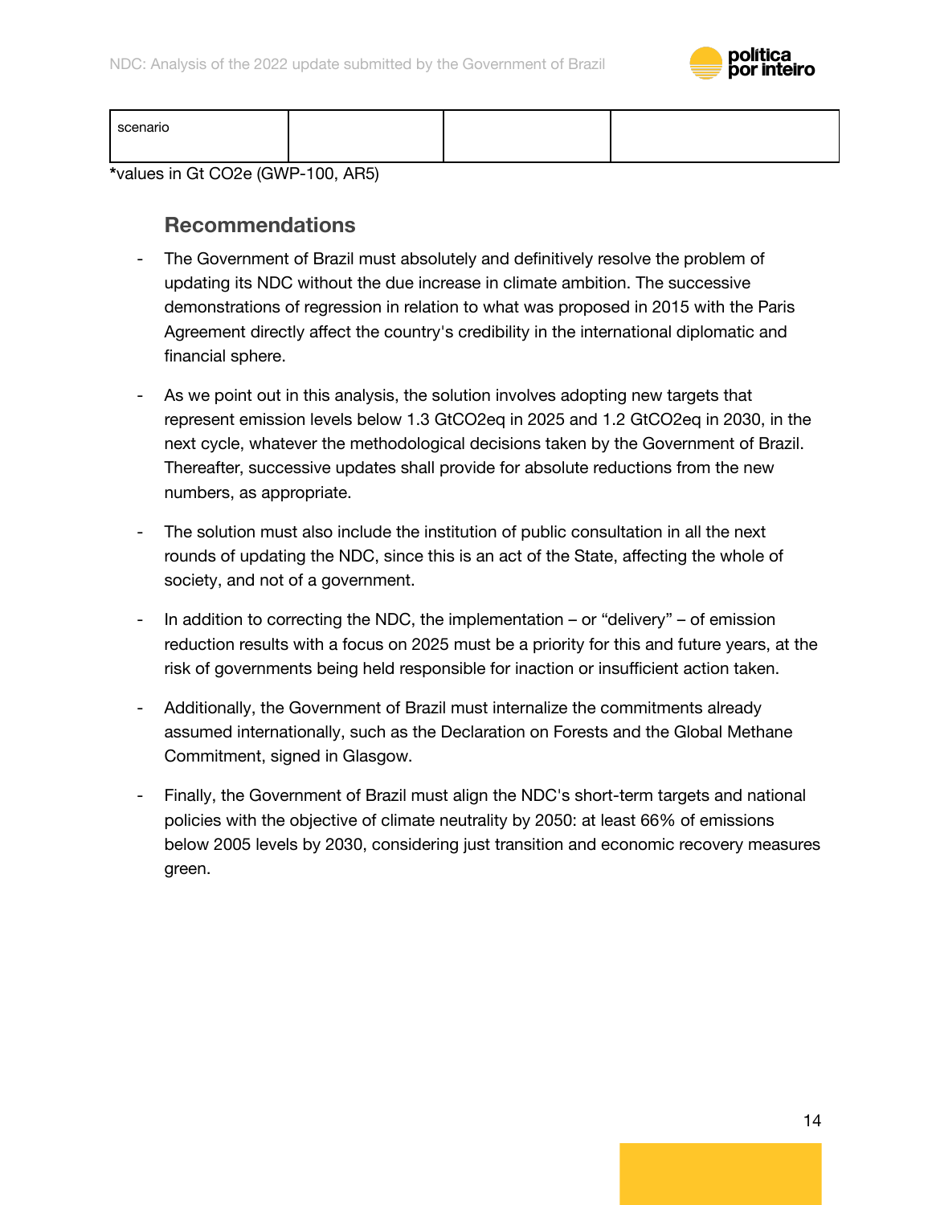| | | | |
|---|---|---|---|
| scenario | | | |

***values in Gt CO2e (GWP-100, AR5)**

## Recommendations

- The Government of Brazil must absolutely and definitively resolve the problem of updating its NDC without the due increase in climate ambition. The successive demonstrations of regression in relation to what was proposed in 2015 with the Paris Agreement directly affect the country's credibility in the international diplomatic and financial sphere.

- As we point out in this analysis, the solution involves adopting new targets that represent emission levels below 1.3 GtCO2eq in 2025 and 1.2 GtCO2eq in 2030, in the next cycle, whatever the methodological decisions taken by the Government of Brazil. Thereafter, successive updates shall provide for absolute reductions from the new numbers, as appropriate.

- The solution must also include the institution of public consultation in all the next rounds of updating the NDC, since this is an act of the State, affecting the whole of society, and not of a government.

- In addition to correcting the NDC, the implementation – or "delivery" – of emission reduction results with a focus on 2025 must be a priority for this and future years, at the risk of governments being held responsible for inaction or insufficient action taken.

- Additionally, the Government of Brazil must internalize the commitments already assumed internationally, such as the Declaration on Forests and the Global Methane Commitment, signed in Glasgow.

- Finally, the Government of Brazil must align the NDC's short-term targets and national policies with the objective of climate neutrality by 2050: at least 66% of emissions below 2005 levels by 2030, considering just transition and economic recovery measures green.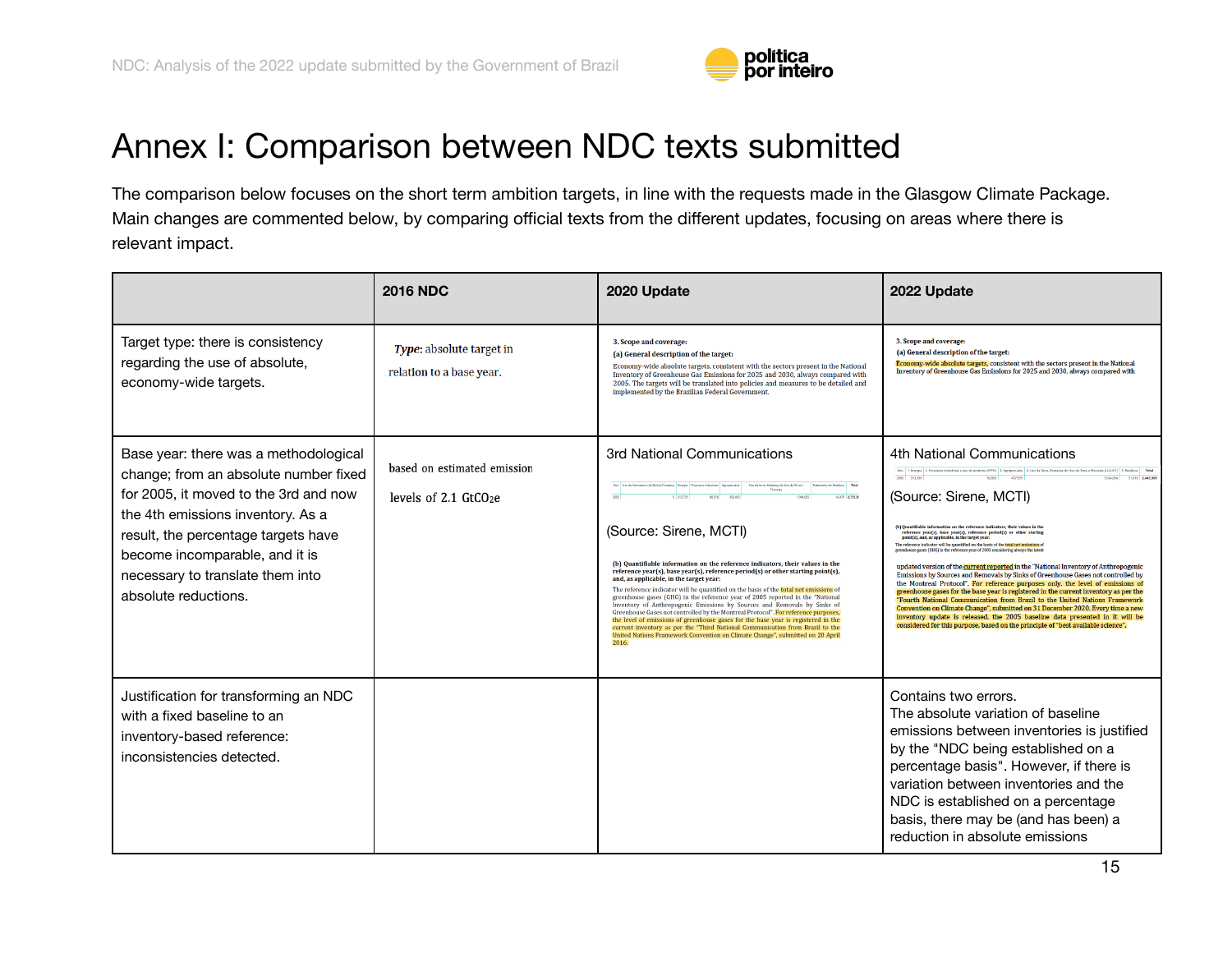# Annex I: Comparison between NDC texts submitted

The comparison below focuses on the short term ambition targets, in line with the requests made in the Glasgow Climate Package. Main changes are commented below, by comparing official texts from the different updates, focusing on areas where there is relevant impact.

| | 2016 NDC | 2020 Update | 2022 Update |
|---|---|---|---|
| Target type: there is consistency regarding the use of absolute, economy-wide targets. | ***Type***: absolute target in relation to a base year. | **3. Scope and coverage:** **(a) General description of the target:** Economy-wide absolute targets, consistent with the sectors present in the National Inventory of Greenhouse Gas Emissions for 2025 and 2030, always compared with 2005. The targets will be translated into policies and measures to be detailed and implemented by the Brazilian Federal Government. | **3. Scope and coverage:** **(a) General description of the target:** Economy-wide absolute targets, consistent with the sectors present in the National Inventory of Greenhouse Gas Emissions for 2025 and 2030. always compared with |
| Base year: there was a methodological change; from an absolute number fixed for 2005, it moved to the 3rd and now the 4th emissions inventory. As a result, the percentage targets have become incomparable, and it is necessary to translate them into absolute reductions. | based on estimated emission levels of 2.1 $GtCO_2e$ | 3rd National Communications (Source: Sirene, MCTI) **(b) Quantifiable information on the reference indicators, their values in the reference year(s), base year(s), reference period(s) or other starting point(s), and, as applicable, in the target year:** The reference indicator will be quantified on the basis of the total net emissions of greenhouse gases (GHG) in the reference year of 2005 reported in the "National Inventory of Anthropogenic Emissions by Sources and Removals by Sinks of Greenhouse Gases not controlled by the Montreal Protocol". For reference purposes, the level of emissions of greenhouse gases for the base year is registered in the current inventory as per the "Third National Communication from Brazil to the United Nations Framework Convention on Climate Change", submitted on 20 April 2016. | 4th National Communications (Source: Sirene, MCTI) **(b) Quantifiable information on the reference indicators, their values in the reference year(s), base year(s), reference period(s) or other starting point(s), and, as applicable, in the target year:** The reference indicator will be quantified on the basis of the total net emissions of greenhouse gases (GHG) in the reference year of 2005 considering always the latest updated version of the current reported in the "National Inventory of Anthropogenic Emissions by Sources and Removals by Sinks of Greenhouse Gases not controlled by the Montreal Protocol". For reference purposes only, the level of emissions of greenhouse gases for the base year is registered in the current inventory as per the "Fourth National Communication from Brazil to the United Nations Framework Convention on Climate Change", submitted on 31 December 2020. Every time a new inventory update is released, the 2005 baseline data presented in it will be considered for this purpose, based on the principle of "best available science". |
| Justification for transforming an NDC with a fixed baseline to an inventory-based reference: inconsistencies detected. | | | Contains two errors. The absolute variation of baseline emissions between inventories is justified by the "NDC being established on a percentage basis". However, if there is variation between inventories and the NDC is established on a percentage basis, there may be (and has been) a reduction in absolute emissions |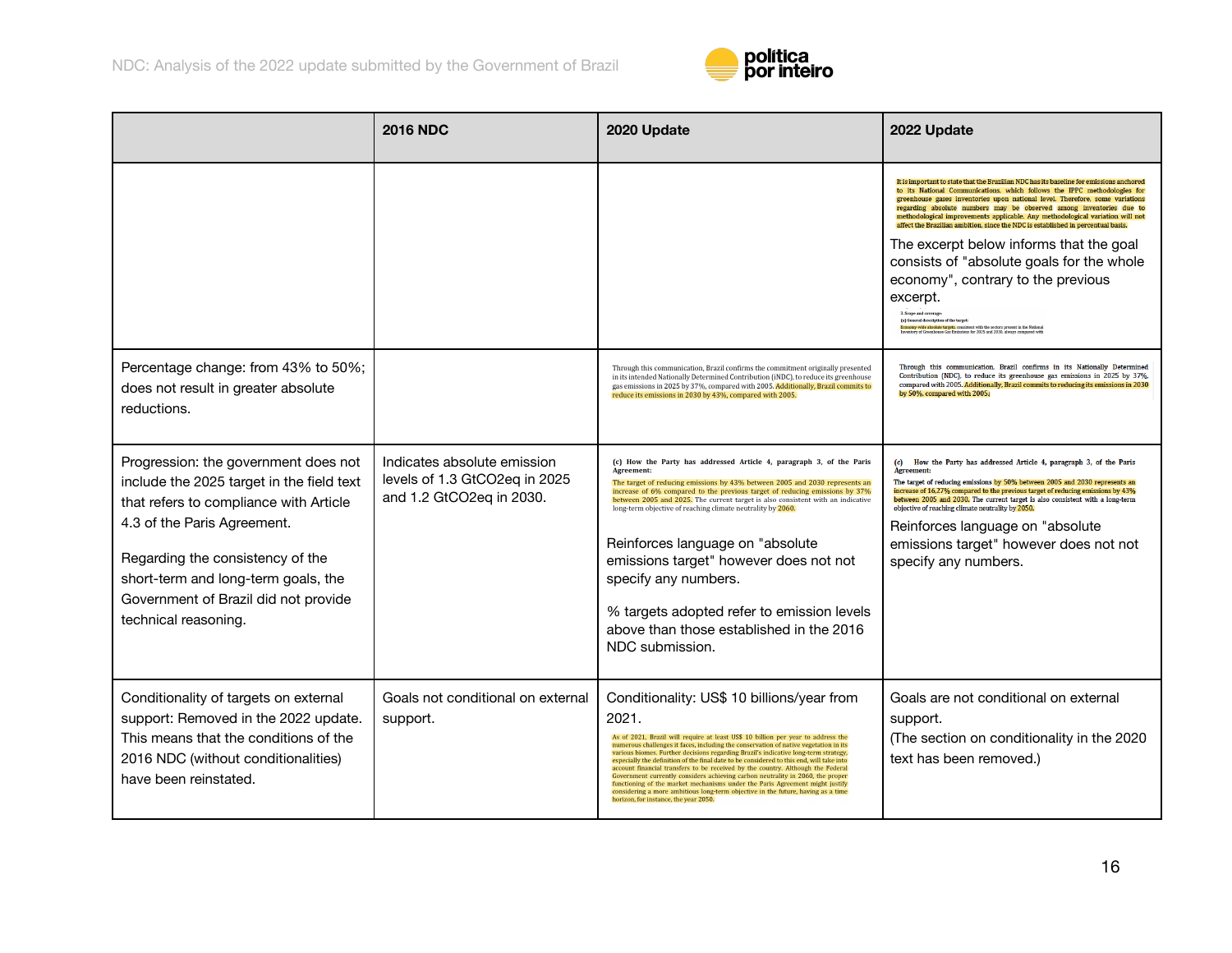| | 2016 NDC | 2020 Update | 2022 Update |
|---|---|---|---|
| | | | It is important to state that the Brazilian NDC has its baseline for emissions anchored to its National Communications, which follows the IPCC methodologies for greenhouse gases inventories upon national level. Therefore, some variations regarding absolute numbers may be observed among inventories due to methodological improvements applicable. Any methodological variation will not affect the Brazilian ambition, since the NDC is established in percentual basis.<br><br>The excerpt below informs that the goal consists of "absolute goals for the whole economy", contrary to the previous excerpt.<br><br>3. Scope and coverage:<br>(a) General description of the target:<br>Economy-wide absolute targets, consistent with the sectors present in the National Inventory of Greenhouse Gas Emissions for 2025 and 2030, always compared with |
| Percentage change: from 43% to 50%; does not result in greater absolute reductions. | | Through this communication, Brazil confirms the commitment originally presented in its intended Nationally Determined Contribution (iNDC), to reduce its greenhouse gas emissions in 2025 by 37%, compared with 2005. Additionally, Brazil commits to reduce its emissions in 2030 by 43%, compared with 2005. | Through this communication, Brazil confirms in its Nationally Determined Contribution (NDC), to reduce its greenhouse gas emissions in 2025 by 37%, compared with 2005. Additionally, Brazil commits to reducing its emissions in 2030 by 50%, compared with 2005. |
| Progression: the government does not include the 2025 target in the field text that refers to compliance with Article 4.3 of the Paris Agreement.<br><br>Regarding the consistency of the short-term and long-term goals, the Government of Brazil did not provide technical reasoning. | Indicates absolute emission levels of 1.3 GtCO2eq in 2025 and 1.2 GtCO2eq in 2030. | (c) How the Party has addressed Article 4, paragraph 3, of the Paris Agreement:<br>The target of reducing emissions by 43% between 2005 and 2030 represents an increase of 6% compared to the previous target of reducing emissions by 37% between 2005 and 2025. The current target is also consistent with an indicative long-term objective of reaching climate neutrality by 2060.<br><br>Reinforces language on "absolute emissions target" however does not not specify any numbers.<br><br>% targets adopted refer to emission levels above than those established in the 2016 NDC submission. | (c) How the Party has addressed Article 4, paragraph 3, of the Paris Agreement:<br>The target of reducing emissions by 50% between 2005 and 2030 represents an increase of 16.27% compared to the previous target of reducing emissions by 43% between 2005 and 2030. The current target is also consistent with a long-term objective of reaching climate neutrality by 2050.<br><br>Reinforces language on "absolute emissions target" however does not not specify any numbers. |
| Conditionality of targets on external support: Removed in the 2022 update. This means that the conditions of the 2016 NDC (without conditionalities) have been reinstated. | Goals not conditional on external support. | Conditionality: US$ 10 billions/year from 2021.<br><br>As of 2021, Brazil will require at least US$ 10 billion per year to address the numerous challenges it faces, including the conservation of native vegetation in its various biomes. Further decisions regarding Brazil's indicative long-term strategy, especially the definition of the final date to be considered to this end, will take into account financial transfers to be received by the country. Although the Federal Government currently considers achieving carbon neutrality in 2060, the proper functioning of the market mechanisms under the Paris Agreement might justify considering a more ambitious long-term objective in the future, having as a time horizon, for instance, the year 2050. | Goals are not conditional on external support.<br>(The section on conditionality in the 2020 text has been removed.) |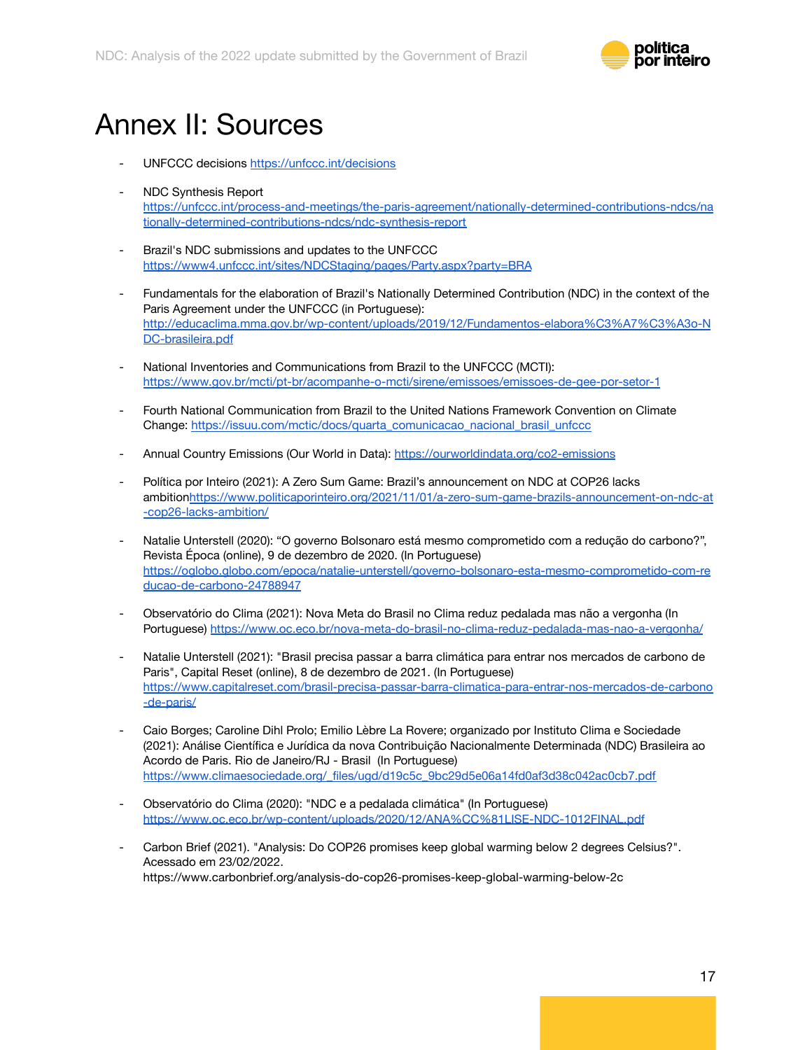# Annex II: Sources

- UNFCCC decisions https://unfccc.int/decisions
- NDC Synthesis Report https://unfccc.int/process-and-meetings/the-paris-agreement/nationally-determined-contributions-ndcs/nationally-determined-contributions-ndcs/ndc-synthesis-report
- Brazil's NDC submissions and updates to the UNFCCC https://www4.unfccc.int/sites/NDCStaging/pages/Party.aspx?party=BRA
- Fundamentals for the elaboration of Brazil's Nationally Determined Contribution (NDC) in the context of the Paris Agreement under the UNFCCC (in Portuguese): http://educaclima.mma.gov.br/wp-content/uploads/2019/12/Fundamentos-elabora%C3%A7%C3%A3o-NDC-brasileira.pdf
- National Inventories and Communications from Brazil to the UNFCCC (MCTI): https://www.gov.br/mcti/pt-br/acompanhe-o-mcti/sirene/emissoes/emissoes-de-gee-por-setor-1
- Fourth National Communication from Brazil to the United Nations Framework Convention on Climate Change: https://issuu.com/mctic/docs/quarta_comunicacao_nacional_brasil_unfccc
- Annual Country Emissions (Our World in Data): https://ourworldindata.org/co2-emissions
- Política por Inteiro (2021): A Zero Sum Game: Brazil's announcement on NDC at COP26 lacks ambitionhttps://www.politicaporinteiro.org/2021/11/01/a-zero-sum-game-brazils-announcement-on-ndc-at-cop26-lacks-ambition/
- Natalie Unterstell (2020): "O governo Bolsonaro está mesmo comprometido com a redução do carbono?", Revista Época (online), 9 de dezembro de 2020. (In Portuguese) https://oglobo.globo.com/epoca/natalie-unterstell/governo-bolsonaro-esta-mesmo-comprometido-com-reducao-de-carbono-24788947
- Observatório do Clima (2021): Nova Meta do Brasil no Clima reduz pedalada mas não a vergonha (In Portuguese) https://www.oc.eco.br/nova-meta-do-brasil-no-clima-reduz-pedalada-mas-nao-a-vergonha/
- Natalie Unterstell (2021): "Brasil precisa passar a barra climática para entrar nos mercados de carbono de Paris", Capital Reset (online), 8 de dezembro de 2021. (In Portuguese) https://www.capitalreset.com/brasil-precisa-passar-barra-climatica-para-entrar-nos-mercados-de-carbono-de-paris/
- Caio Borges; Caroline Dihl Prolo; Emilio Lèbre La Rovere; organizado por Instituto Clima e Sociedade (2021): Análise Científica e Jurídica da nova Contribuição Nacionalmente Determinada (NDC) Brasileira ao Acordo de Paris. Rio de Janeiro/RJ - Brasil (In Portuguese) https://www.climaesociedade.org/_files/ugd/d19c5c_9bc29d5e06a14fd0af3d38c042ac0cb7.pdf
- Observatório do Clima (2020): "NDC e a pedalada climática" (In Portuguese) https://www.oc.eco.br/wp-content/uploads/2020/12/ANA%CC%81LISE-NDC-1012FINAL.pdf
- Carbon Brief (2021). "Analysis: Do COP26 promises keep global warming below 2 degrees Celsius?". Acessado em 23/02/2022. https://www.carbonbrief.org/analysis-do-cop26-promises-keep-global-warming-below-2c